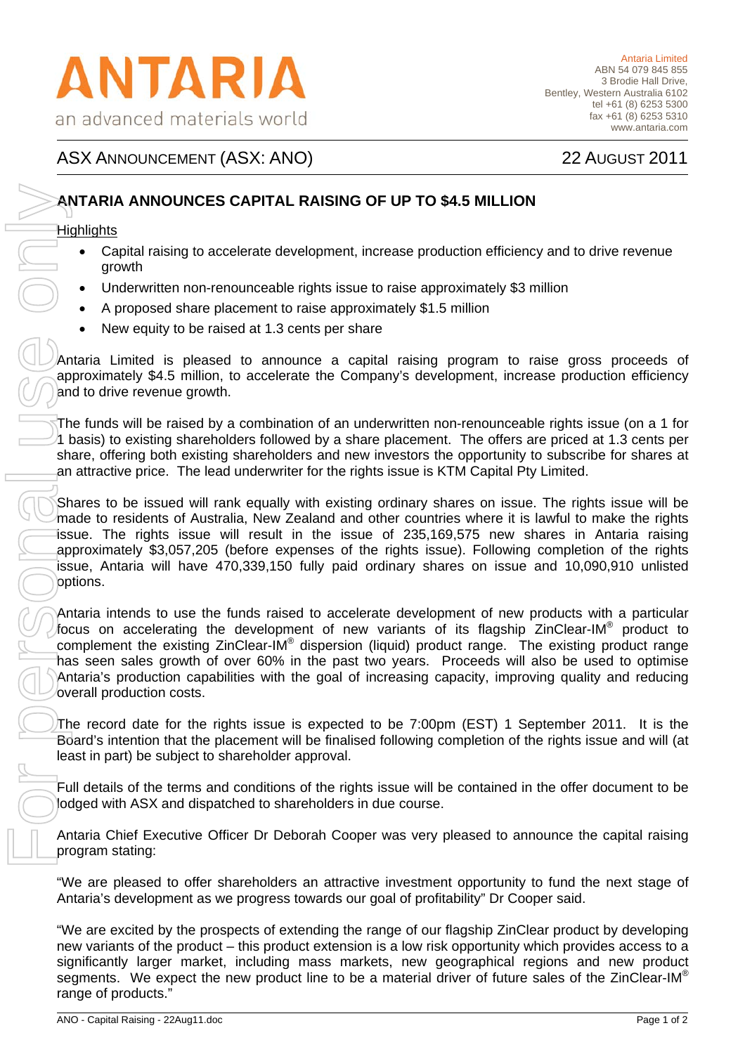**ANTARIA**
an advanced materials world

Antaria Limited
ABN 54 079 845 855
3 Brodie Hall Drive,
Bentley, Western Australia 6102
tel +61 (8) 6253 5300
fax +61 (8) 6253 5310
www.antaria.com

ASX ANNOUNCEMENT (ASX: ANO) 22 AUGUST 2011

# ANTARIA ANNOUNCES CAPITAL RAISING OF UP TO $4.5 MILLION

## Highlights

- Capital raising to accelerate development, increase production efficiency and to drive revenue growth
- Underwritten non-renounceable rights issue to raise approximately $3 million
- A proposed share placement to raise approximately $1.5 million
- New equity to be raised at 1.3 cents per share

Antaria Limited is pleased to announce a capital raising program to raise gross proceeds of approximately $4.5 million, to accelerate the Company's development, increase production efficiency and to drive revenue growth.

The funds will be raised by a combination of an underwritten non-renounceable rights issue (on a 1 for 1 basis) to existing shareholders followed by a share placement. The offers are priced at 1.3 cents per share, offering both existing shareholders and new investors the opportunity to subscribe for shares at an attractive price. The lead underwriter for the rights issue is KTM Capital Pty Limited.

Shares to be issued will rank equally with existing ordinary shares on issue. The rights issue will be made to residents of Australia, New Zealand and other countries where it is lawful to make the rights issue. The rights issue will result in the issue of 235,169,575 new shares in Antaria raising approximately $3,057,205 (before expenses of the rights issue). Following completion of the rights issue, Antaria will have 470,339,150 fully paid ordinary shares on issue and 10,090,910 unlisted options.

Antaria intends to use the funds raised to accelerate development of new products with a particular focus on accelerating the development of new variants of its flagship ZinClear-IM® product to complement the existing ZinClear-IM® dispersion (liquid) product range. The existing product range has seen sales growth of over 60% in the past two years. Proceeds will also be used to optimise Antaria's production capabilities with the goal of increasing capacity, improving quality and reducing overall production costs.

The record date for the rights issue is expected to be 7:00pm (EST) 1 September 2011. It is the Board's intention that the placement will be finalised following completion of the rights issue and will (at least in part) be subject to shareholder approval.

Full details of the terms and conditions of the rights issue will be contained in the offer document to be lodged with ASX and dispatched to shareholders in due course.

Antaria Chief Executive Officer Dr Deborah Cooper was very pleased to announce the capital raising program stating:

"We are pleased to offer shareholders an attractive investment opportunity to fund the next stage of Antaria's development as we progress towards our goal of profitability" Dr Cooper said.

"We are excited by the prospects of extending the range of our flagship ZinClear product by developing new variants of the product – this product extension is a low risk opportunity which provides access to a significantly larger market, including mass markets, new geographical regions and new product segments. We expect the new product line to be a material driver of future sales of the ZinClear-IM® range of products."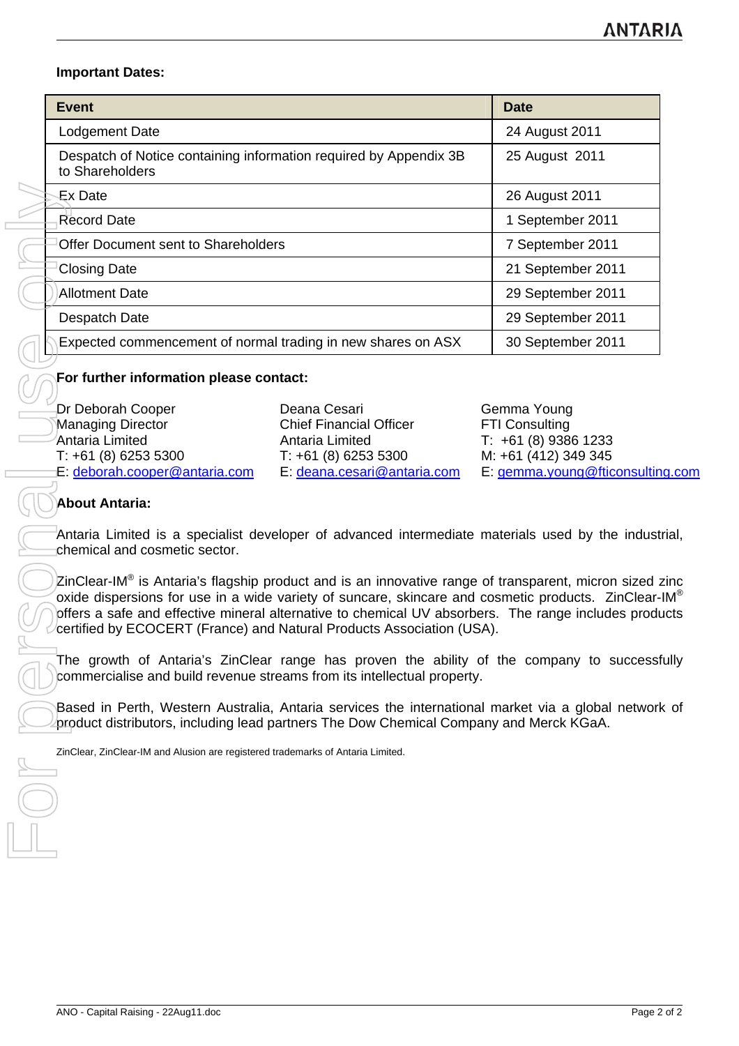**Important Dates:**

| Event | Date |
|---|---|
| Lodgement Date | 24 August 2011 |
| Despatch of Notice containing information required by Appendix 3B to Shareholders | 25 August 2011 |
| Ex Date | 26 August 2011 |
| Record Date | 1 September 2011 |
| Offer Document sent to Shareholders | 7 September 2011 |
| Closing Date | 21 September 2011 |
| Allotment Date | 29 September 2011 |
| Despatch Date | 29 September 2011 |
| Expected commencement of normal trading in new shares on ASX | 30 September 2011 |

**For further information please contact:**

Dr Deborah Cooper
Managing Director
Antaria Limited
T: +61 (8) 6253 5300
E: deborah.cooper@antaria.com

Deana Cesari
Chief Financial Officer
Antaria Limited
T: +61 (8) 6253 5300
E: deana.cesari@antaria.com

Gemma Young
FTI Consulting
T: +61 (8) 9386 1233
M: +61 (412) 349 345
E: gemma.young@fticonsulting.com

**About Antaria:**

Antaria Limited is a specialist developer of advanced intermediate materials used by the industrial, chemical and cosmetic sector.

ZinClear-IM® is Antaria's flagship product and is an innovative range of transparent, micron sized zinc oxide dispersions for use in a wide variety of suncare, skincare and cosmetic products. ZinClear-IM® offers a safe and effective mineral alternative to chemical UV absorbers. The range includes products certified by ECOCERT (France) and Natural Products Association (USA).

The growth of Antaria's ZinClear range has proven the ability of the company to successfully commercialise and build revenue streams from its intellectual property.

Based in Perth, Western Australia, Antaria services the international market via a global network of product distributors, including lead partners The Dow Chemical Company and Merck KGaA.

ZinClear, ZinClear-IM and Alusion are registered trademarks of Antaria Limited.